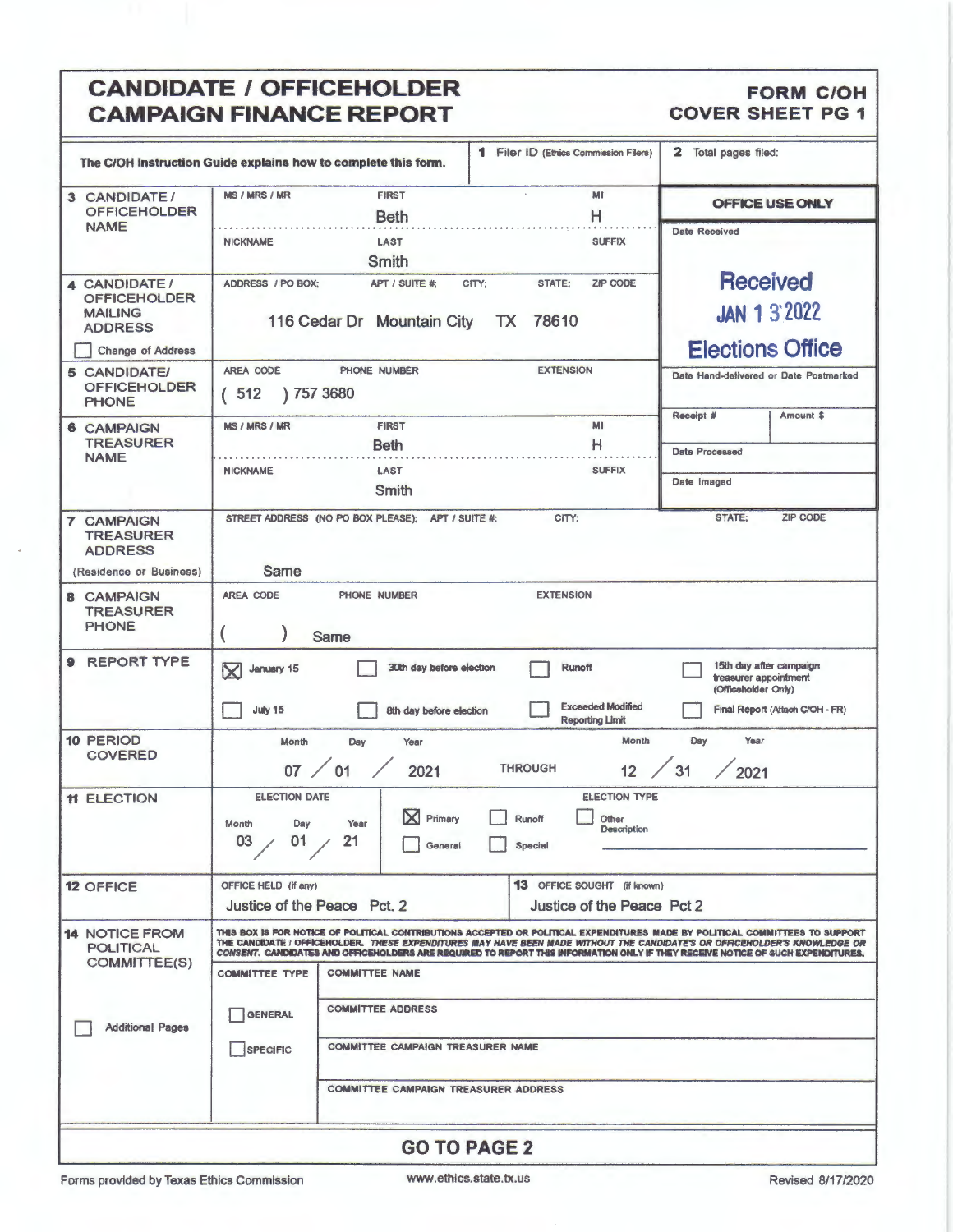# CANDIDATE / OFFICEHOLDER CAMPAIGN FINANCE REPORT

**FORM C/OH**
**COVER SHEET PG 1**

The C/OH Instruction Guide explains how to complete this form.

**1** Filer ID (Ethics Commission Filers):

**2** Total pages filed:

| | | |
|---|---|---|
| **3 CANDIDATE / OFFICEHOLDER NAME** | MS / MRS / MR: — FIRST: Beth — MI: H — NICKNAME: — LAST: Smith — SUFFIX: | **OFFICE USE ONLY** |
| | | Date Received: **Received JAN 1 3 2022 Elections Office** |
| **4 CANDIDATE / OFFICEHOLDER MAILING ADDRESS** ☐ Change of Address | ADDRESS / PO BOX; APT / SUITE #; CITY; STATE; ZIP CODE: 116 Cedar Dr Mountain City TX 78610 | |
| **5 CANDIDATE/ OFFICEHOLDER PHONE** | AREA CODE: (512) PHONE NUMBER: 757 3680 EXTENSION: | Date Hand-delivered or Date Postmarked: |
| **6 CAMPAIGN TREASURER NAME** | MS / MRS / MR: — FIRST: Beth — MI: H — NICKNAME: — LAST: Smith — SUFFIX: | Receipt #: — Amount $: |
| | | Date Processed: |
| | | Date Imaged: |
| **7 CAMPAIGN TREASURER ADDRESS** (Residence or Business) | STREET ADDRESS (NO PO BOX PLEASE); APT / SUITE #; CITY; STATE; ZIP CODE: Same | |
| **8 CAMPAIGN TREASURER PHONE** | AREA CODE: ( ) PHONE NUMBER: Same EXTENSION: | |

**9 REPORT TYPE**

- ☒ January 15
- ☐ July 15
- ☐ 30th day before election
- ☐ 8th day before election
- ☐ Runoff
- ☐ Exceeded Modified Reporting Limit
- ☐ 15th day after campaign treasurer appointment (Officeholder Only)
- ☐ Final Report (Attach C/OH - FR)

**10 PERIOD COVERED**

Month / Day / Year: 07 / 01 / 2021 THROUGH Month / Day / Year: 12 / 31 / 2021

**11 ELECTION**

ELECTION DATE: Month / Day / Year: 03 / 01 / 21

ELECTION TYPE:
- ☒ Primary
- ☐ General
- ☐ Runoff
- ☐ Special
- ☐ Other Description

**12 OFFICE**

OFFICE HELD (if any): Justice of the Peace Pct. 2

**13** OFFICE SOUGHT (if known): Justice of the Peace Pct 2

**14 NOTICE FROM POLITICAL COMMITTEE(S)**

THIS BOX IS FOR NOTICE OF POLITICAL CONTRIBUTIONS ACCEPTED OR POLITICAL EXPENDITURES MADE BY POLITICAL COMMITTEES TO SUPPORT THE CANDIDATE / OFFICEHOLDER. *THESE EXPENDITURES MAY HAVE BEEN MADE WITHOUT THE CANDIDATE'S OR OFFICEHOLDER'S KNOWLEDGE OR CONSENT.* CANDIDATES AND OFFICEHOLDERS ARE REQUIRED TO REPORT THIS INFORMATION ONLY IF THEY RECEIVE NOTICE OF SUCH EXPENDITURES.

☐ Additional Pages

| COMMITTEE TYPE | |
|---|---|
| ☐ GENERAL | COMMITTEE NAME: |
| ☐ SPECIFIC | COMMITTEE ADDRESS: |
| | COMMITTEE CAMPAIGN TREASURER NAME: |
| | COMMITTEE CAMPAIGN TREASURER ADDRESS: |

**GO TO PAGE 2**

Forms provided by Texas Ethics Commission — www.ethics.state.tx.us — Revised 8/17/2020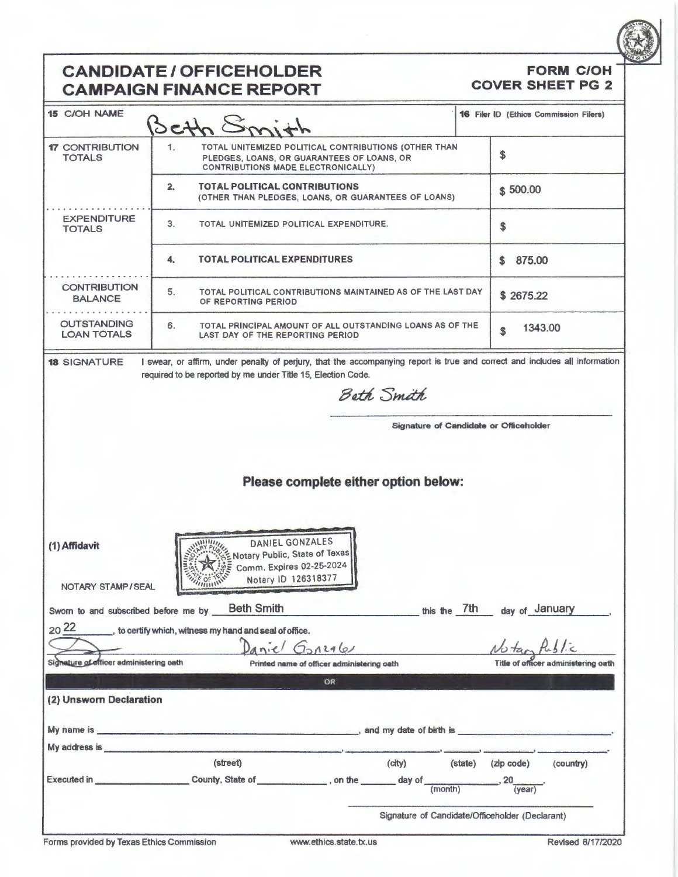# CANDIDATE / OFFICEHOLDER CAMPAIGN FINANCE REPORT

**FORM C/OH COVER SHEET PG 2**

| | | | |
|---|---|---|---|
| **15** C/OH NAME | Beth Smith | | **16** Filer ID (Ethics Commission Filers) |
| **17** CONTRIBUTION TOTALS | 1. | TOTAL UNITEMIZED POLITICAL CONTRIBUTIONS (OTHER THAN PLEDGES, LOANS, OR GUARANTEES OF LOANS, OR CONTRIBUTIONS MADE ELECTRONICALLY) | $ |
| | 2. | **TOTAL POLITICAL CONTRIBUTIONS** (OTHER THAN PLEDGES, LOANS, OR GUARANTEES OF LOANS) | $ 500.00 |
| EXPENDITURE TOTALS | 3. | TOTAL UNITEMIZED POLITICAL EXPENDITURE. | $ |
| | 4. | **TOTAL POLITICAL EXPENDITURES** | $ 875.00 |
| CONTRIBUTION BALANCE | 5. | TOTAL POLITICAL CONTRIBUTIONS MAINTAINED AS OF THE LAST DAY OF REPORTING PERIOD | $ 2675.22 |
| OUTSTANDING LOAN TOTALS | 6. | TOTAL PRINCIPAL AMOUNT OF ALL OUTSTANDING LOANS AS OF THE LAST DAY OF THE REPORTING PERIOD | $ 1343.00 |

**18** SIGNATURE

I swear, or affirm, under penalty of perjury, that the accompanying report is true and correct and includes all information required to be reported by me under Title 15, Election Code.

*Beth Smith*

Signature of Candidate or Officeholder

## Please complete either option below:

**(1) Affidavit**

NOTARY STAMP / SEAL

DANIEL GONZALES
Notary Public, State of Texas
Comm. Expires 02-25-2024
Notary ID 126318377

Sworn to and subscribed before me by Beth Smith this the 7th day of January, 20 22, to certify which, witness my hand and seal of office.

| Signature of officer administering oath | Printed name of officer administering oath | Title of officer administering oath |
|---|---|---|
| (signature) | Daniel Gonzales | Notary Public |

OR

**(2) Unsworn Declaration**

My name is ______________________, and my date of birth is ______________.

My address is ______________, ______________, ________, ________, ________.
(street) (city) (state) (zip code) (country)

Executed in ______________ County, State of ______________, on the ______ day of ______________ (month), 20____ (year).

Signature of Candidate/Officeholder (Declarant)

Forms provided by Texas Ethics Commission www.ethics.state.tx.us Revised 8/17/2020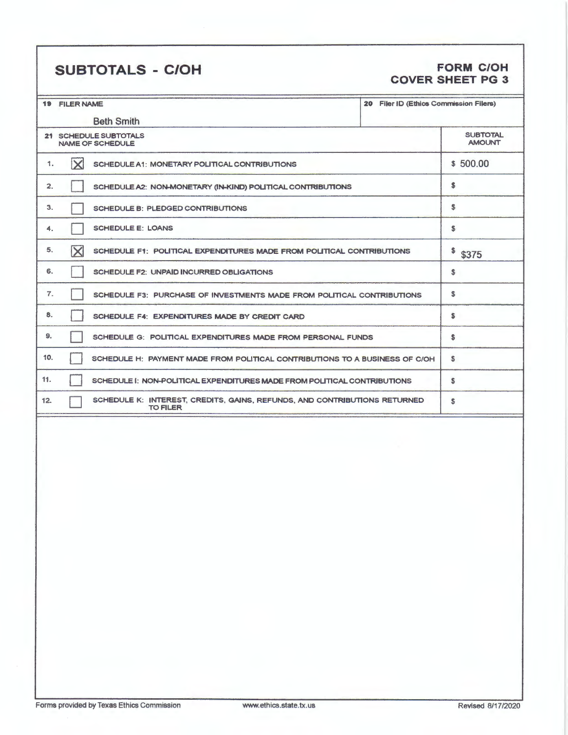# SUBTOTALS - C/OH

**FORM C/OH**
**COVER SHEET PG 3**

| 19 FILER NAME | 20 Filer ID (Ethics Commission Filers) |
|---|---|
| Beth Smith | |

| 21 SCHEDULE SUBTOTALS NAME OF SCHEDULE | | | SUBTOTAL AMOUNT |
|---|---|---|---|
| 1. | ☒ | SCHEDULE A1: MONETARY POLITICAL CONTRIBUTIONS | $ 500.00 |
| 2. | ☐ | SCHEDULE A2: NON-MONETARY (IN-KIND) POLITICAL CONTRIBUTIONS | $ |
| 3. | ☐ | SCHEDULE B: PLEDGED CONTRIBUTIONS | $ |
| 4. | ☐ | SCHEDULE E: LOANS | $ |
| 5. | ☒ | SCHEDULE F1: POLITICAL EXPENDITURES MADE FROM POLITICAL CONTRIBUTIONS | $ $375 |
| 6. | ☐ | SCHEDULE F2: UNPAID INCURRED OBLIGATIONS | $ |
| 7. | ☐ | SCHEDULE F3: PURCHASE OF INVESTMENTS MADE FROM POLITICAL CONTRIBUTIONS | $ |
| 8. | ☐ | SCHEDULE F4: EXPENDITURES MADE BY CREDIT CARD | $ |
| 9. | ☐ | SCHEDULE G: POLITICAL EXPENDITURES MADE FROM PERSONAL FUNDS | $ |
| 10. | ☐ | SCHEDULE H: PAYMENT MADE FROM POLITICAL CONTRIBUTIONS TO A BUSINESS OF C/OH | $ |
| 11. | ☐ | SCHEDULE I: NON-POLITICAL EXPENDITURES MADE FROM POLITICAL CONTRIBUTIONS | $ |
| 12. | ☐ | SCHEDULE K: INTEREST, CREDITS, GAINS, REFUNDS, AND CONTRIBUTIONS RETURNED TO FILER | $ |

Forms provided by Texas Ethics Commission www.ethics.state.tx.us Revised 8/17/2020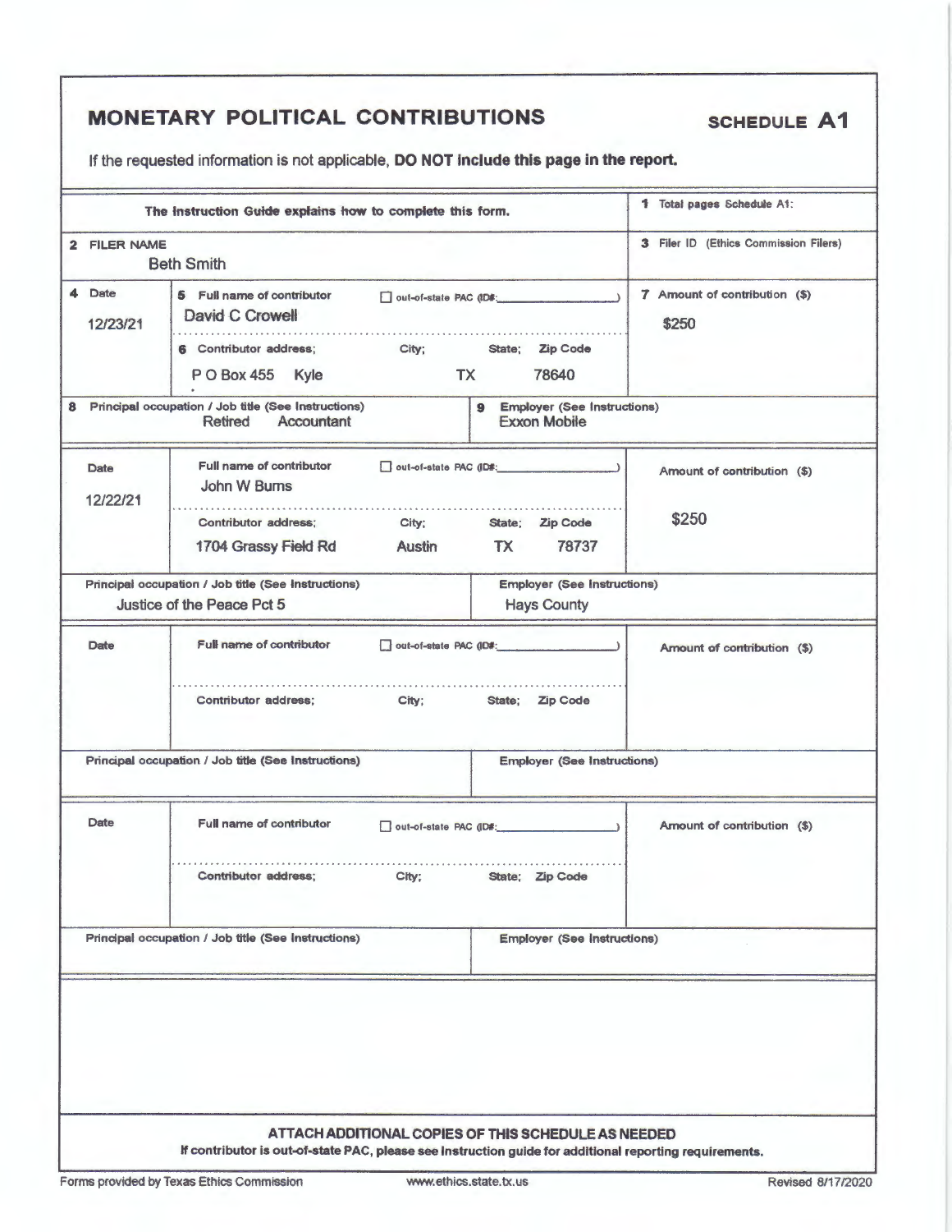# MONETARY POLITICAL CONTRIBUTIONS

**SCHEDULE A1**

If the requested information is not applicable, **DO NOT include this page in the report.**

| The Instruction Guide explains how to complete this form. | 1 Total pages Schedule A1: |
|---|---|
| **2 FILER NAME** Beth Smith | **3 Filer ID** (Ethics Commission Filers) |

| 4 Date | 5 Full name of contributor ☐ out-of-state PAC (ID#: ) / 6 Contributor address; City; State; Zip Code | 7 Amount of contribution ($) |
|---|---|---|
| 12/23/21 | David C Crowell / P O Box 455 Kyle TX 78640 | $250 |
| **8 Principal occupation / Job title (See Instructions):** Retired Accountant | **9 Employer (See Instructions):** Exxon Mobile | |
| 12/22/21 | John W Burns / 1704 Grassy Field Rd Austin TX 78737 | $250 |
| **Principal occupation / Job title (See Instructions):** Justice of the Peace Pct 5 | **Employer (See Instructions):** Hays County | |
| Date | Full name of contributor ☐ out-of-state PAC (ID#: ) / Contributor address; City; State; Zip Code | Amount of contribution ($) |
| **Principal occupation / Job title (See Instructions)** | **Employer (See Instructions)** | |
| Date | Full name of contributor ☐ out-of-state PAC (ID#: ) / Contributor address; City; State; Zip Code | Amount of contribution ($) |
| **Principal occupation / Job title (See Instructions)** | **Employer (See Instructions)** | |

**ATTACH ADDITIONAL COPIES OF THIS SCHEDULE AS NEEDED**

**If contributor is out-of-state PAC, please see Instruction guide for additional reporting requirements.**

Forms provided by Texas Ethics Commission www.ethics.state.tx.us Revised 8/17/2020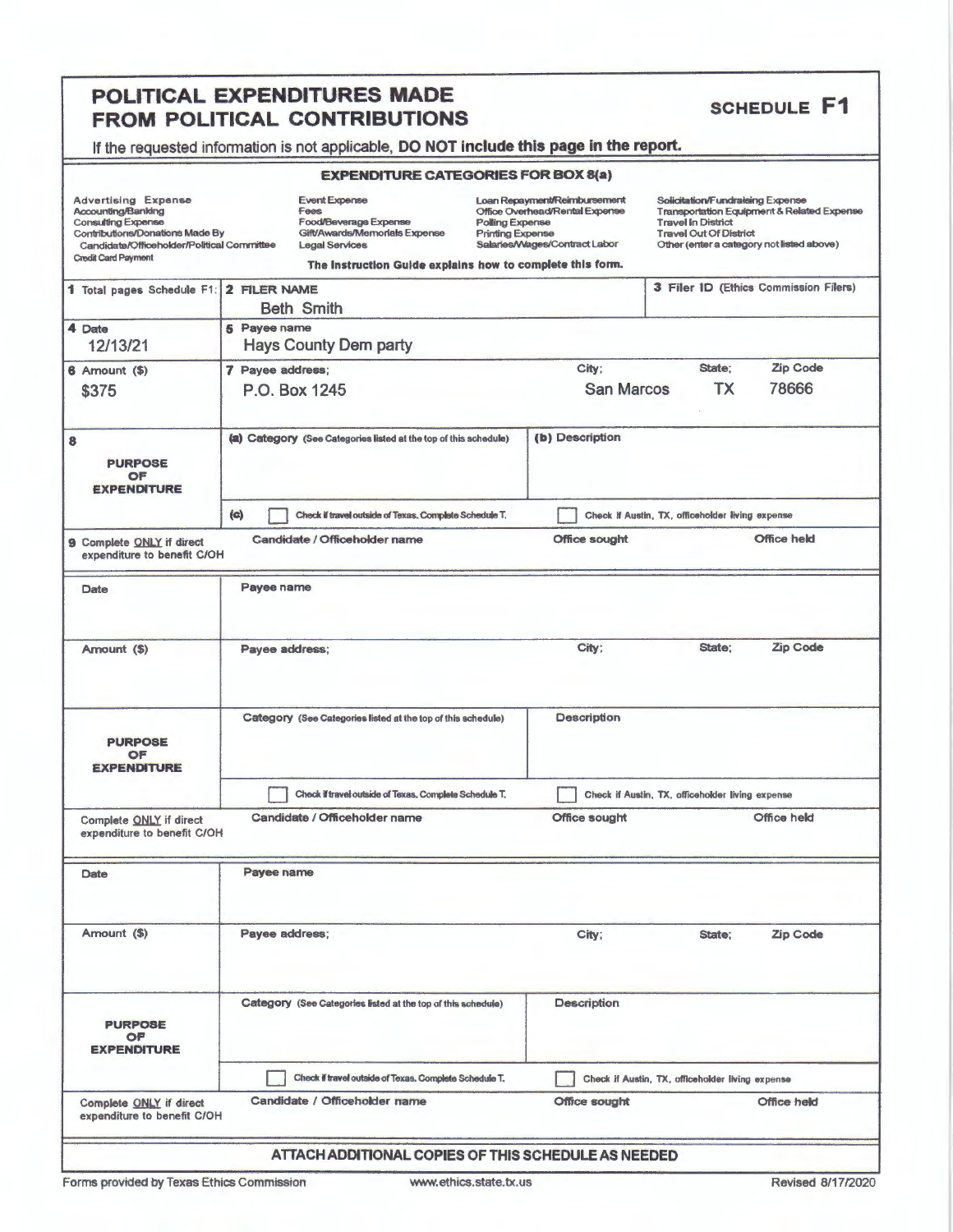# POLITICAL EXPENDITURES MADE FROM POLITICAL CONTRIBUTIONS

**SCHEDULE F1**

If the requested information is not applicable, **DO NOT include this page in the report.**

### EXPENDITURE CATEGORIES FOR BOX 8(a)

| | | | |
|---|---|---|---|
| Advertising Expense | Event Expense | Loan Repayment/Reimbursement | Solicitation/Fundraising Expense |
| Accounting/Banking | Fees | Office Overhead/Rental Expense | Transportation Equipment & Related Expense |
| Consulting Expense | Food/Beverage Expense | Polling Expense | Travel In District |
| Contributions/Donations Made By Candidate/Officeholder/Political Committee | Gift/Awards/Memorials Expense | Printing Expense | Travel Out Of District |
| Credit Card Payment | Legal Services | Salaries/Wages/Contract Labor | Other (enter a category not listed above) |

**The Instruction Guide explains how to complete this form.**

| | | | | |
|---|---|---|---|---|
| 1 Total pages Schedule F1: | 2 FILER NAME: Beth Smith | | 3 Filer ID (Ethics Commission Filers) | |
| 4 Date: 12/13/21 | 5 Payee name: Hays County Dem party | | | |
| 6 Amount ($): $375 | 7 Payee address: P.O. Box 1245 | City: San Marcos | State: TX | Zip Code: 78666 |
| 8 PURPOSE OF EXPENDITURE | (a) Category (See Categories listed at the top of this schedule) | (b) Description | | |
| | (c) ☐ Check if travel outside of Texas. Complete Schedule T. | ☐ Check if Austin, TX, officeholder living expense | | |
| 9 Complete ONLY if direct expenditure to benefit C/OH | Candidate / Officeholder name | Office sought | Office held | |

| | | | | |
|---|---|---|---|---|
| Date | Payee name | | | |
| Amount ($) | Payee address; | City; | State; | Zip Code |
| PURPOSE OF EXPENDITURE | Category (See Categories listed at the top of this schedule) | Description | | |
| | ☐ Check if travel outside of Texas. Complete Schedule T. | ☐ Check if Austin, TX, officeholder living expense | | |
| Complete ONLY if direct expenditure to benefit C/OH | Candidate / Officeholder name | Office sought | Office held | |

| | | | | |
|---|---|---|---|---|
| Date | Payee name | | | |
| Amount ($) | Payee address; | City; | State; | Zip Code |
| PURPOSE OF EXPENDITURE | Category (See Categories listed at the top of this schedule) | Description | | |
| | ☐ Check if travel outside of Texas. Complete Schedule T. | ☐ Check if Austin, TX, officeholder living expense | | |
| Complete ONLY if direct expenditure to benefit C/OH | Candidate / Officeholder name | Office sought | Office held | |

**ATTACH ADDITIONAL COPIES OF THIS SCHEDULE AS NEEDED**

Forms provided by Texas Ethics Commission www.ethics.state.tx.us Revised 8/17/2020